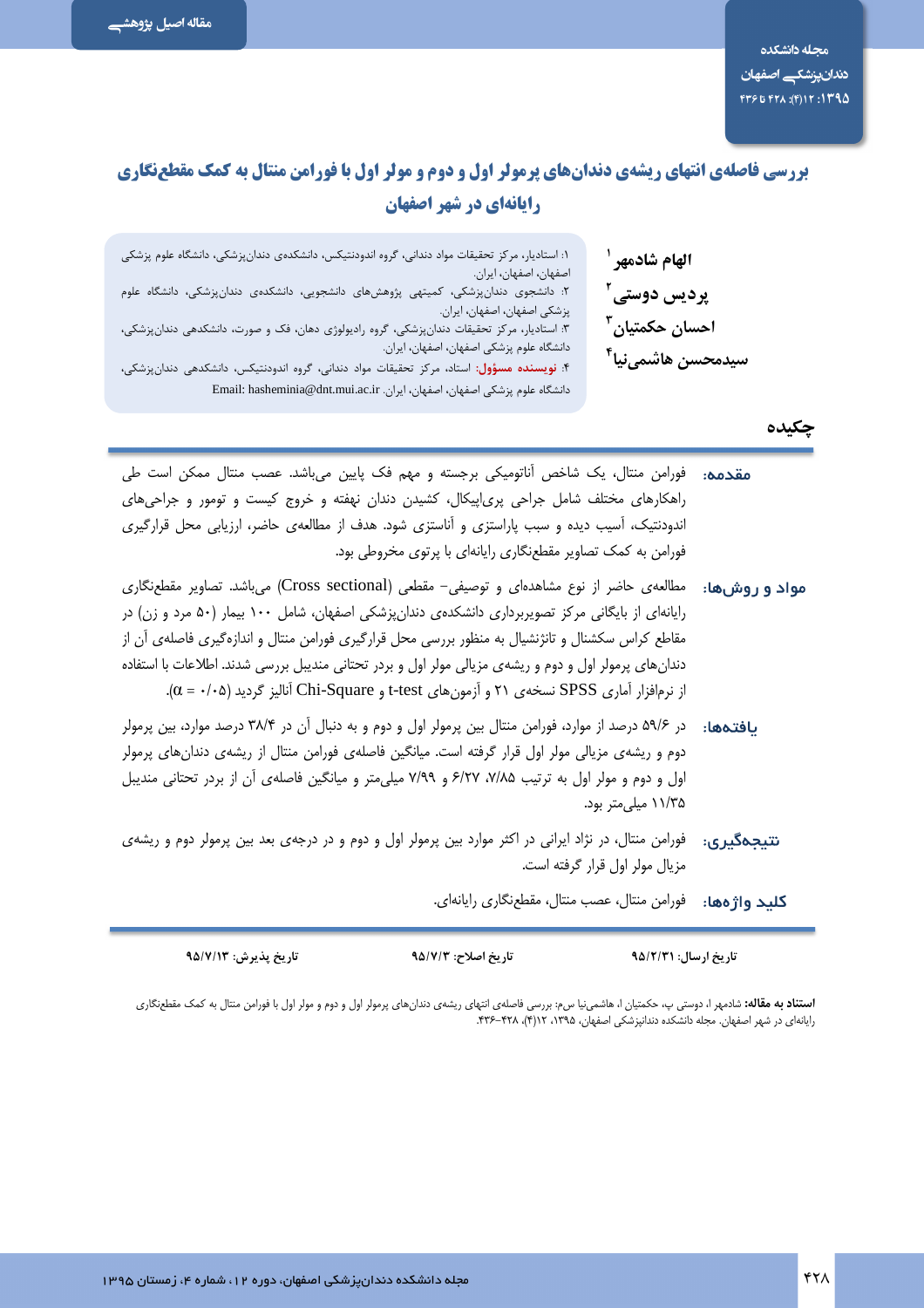مقاله اصیل پژوهشی

# بررسی فاصله‌ی انتهای ریشه‌ی دندان‌های پرمولر اول و دوم و مولر اول با فورامن منتال به کمک مقطع‌نگاری رایانه‌ای در شهر اصفهان

**الهام شادمهر**[1]
**پردیس دوستی**[2]
**احسان حکمتیان**[3]
**سیدمحسن هاشمی‌نیا**[4]

۱: استادیار، مرکز تحقیقات مواد دندانی، گروه اندودنتیکس، دانشکده‌ی دندان‌پزشکی، دانشگاه علوم پزشکی اصفهان، اصفهان، ایران.

۲: دانشجوی دندان‌پزشکی، کمیته‌ی پژوهش‌های دانشجویی، دانشکده‌ی دندان‌پزشکی، دانشگاه علوم پزشکی اصفهان، اصفهان، ایران.

۳: استادیار، مرکز تحقیقات دندان‌پزشکی، گروه رادیولوژی دهان، فک و صورت، دانشکده‌ی دندان‌پزشکی، دانشگاه علوم پزشکی اصفهان، اصفهان، ایران.

۴: **نویسنده مسؤول:** استاد، مرکز تحقیقات مواد دندانی، گروه اندودنتیکس، دانشکده‌ی دندان‌پزشکی، دانشگاه علوم پزشکی اصفهان، اصفهان، ایران. Email: hasheminia@dnt.mui.ac.ir

## چکیده

**مقدمه:** فورامن منتال، یک شاخص آناتومیکی برجسته و مهم فک پایین می‌باشد. عصب منتال ممکن است طی راهکارهای مختلف شامل جراحی پری‌اپیکال، کشیدن دندان نهفته و خروج کیست و تومور و جراحی‌های اندودنتیک، آسیب دیده و سبب پاراستزی و آناستزی شود. هدف از مطالعه‌ی حاضر، ارزیابی محل قرارگیری فورامن به کمک تصاویر مقطع‌نگاری رایانه‌ای با پرتوی مخروطی بود.

**مواد و روش‌ها:** مطالعه‌ی حاضر از نوع مشاهده‌ای و توصیفی– مقطعی (Cross sectional) می‌باشد. تصاویر مقطع‌نگاری رایانه‌ای از بایگانی مرکز تصویربرداری دانشکده‌ی دندان‌پزشکی اصفهان، شامل ۱۰۰ بیمار (۵۰ مرد و زن) در مقاطع کراس سکشنال و تانژنشیال به منظور بررسی محل قرارگیری فورامن منتال و اندازه‌گیری فاصله‌ی آن از دندان‌های پرمولر اول و دوم و ریشه‌ی مزیالی مولر اول و بردر تحتانی مندیبل بررسی شدند. اطلاعات با استفاده از نرم‌افزار آماری SPSS نسخه‌ی ۲۱ و آزمون‌های t-test و Chi-Square آنالیز گردید ($\alpha = ۰/۰۵$).

**یافته‌ها:** در ۵۹/۶ درصد از موارد، فورامن منتال بین پرمولر اول و دوم و به دنبال آن در ۳۸/۴ درصد موارد، بین پرمولر دوم و ریشه‌ی مزیالی مولر اول قرار گرفته است. میانگین فاصله‌ی فورامن منتال از ریشه‌ی دندان‌های پرمولر اول و دوم و مولر اول به ترتیب ۷/۸۵، ۶/۲۷ و ۷/۹۹ میلی‌متر و میانگین فاصله‌ی آن از بردر تحتانی مندیبل ۱۱/۳۵ میلی‌متر بود.

**نتیجه‌گیری:** فورامن منتال، در نژاد ایرانی در اکثر موارد بین پرمولر اول و دوم و در درجه‌ی بعد بین پرمولر دوم و ریشه‌ی مزیال مولر اول قرار گرفته است.

**کلید واژه‌ها:** فورامن منتال، عصب منتال، مقطع‌نگاری رایانه‌ای.

تاریخ ارسال: ۹۵/۲/۳۱ &nbsp;&nbsp;&nbsp; تاریخ اصلاح: ۹۵/۷/۳ &nbsp;&nbsp;&nbsp; تاریخ پذیرش: ۹۵/۷/۱۳

**استناد به مقاله:** شادمهر ا، دوستی پ، حکمتیان ا، هاشمی‌نیا س‌م. بررسی فاصله‌ی انتهای ریشه‌ی دندان‌های پرمولر اول و دوم و مولر اول با فورامن منتال به کمک مقطع‌نگاری رایانه‌ای در شهر اصفهان. مجله دانشکده دندانپزشکی اصفهان. ۱۳۹۵، ۱۲(۴)، ۴۲۸–۴۳۶.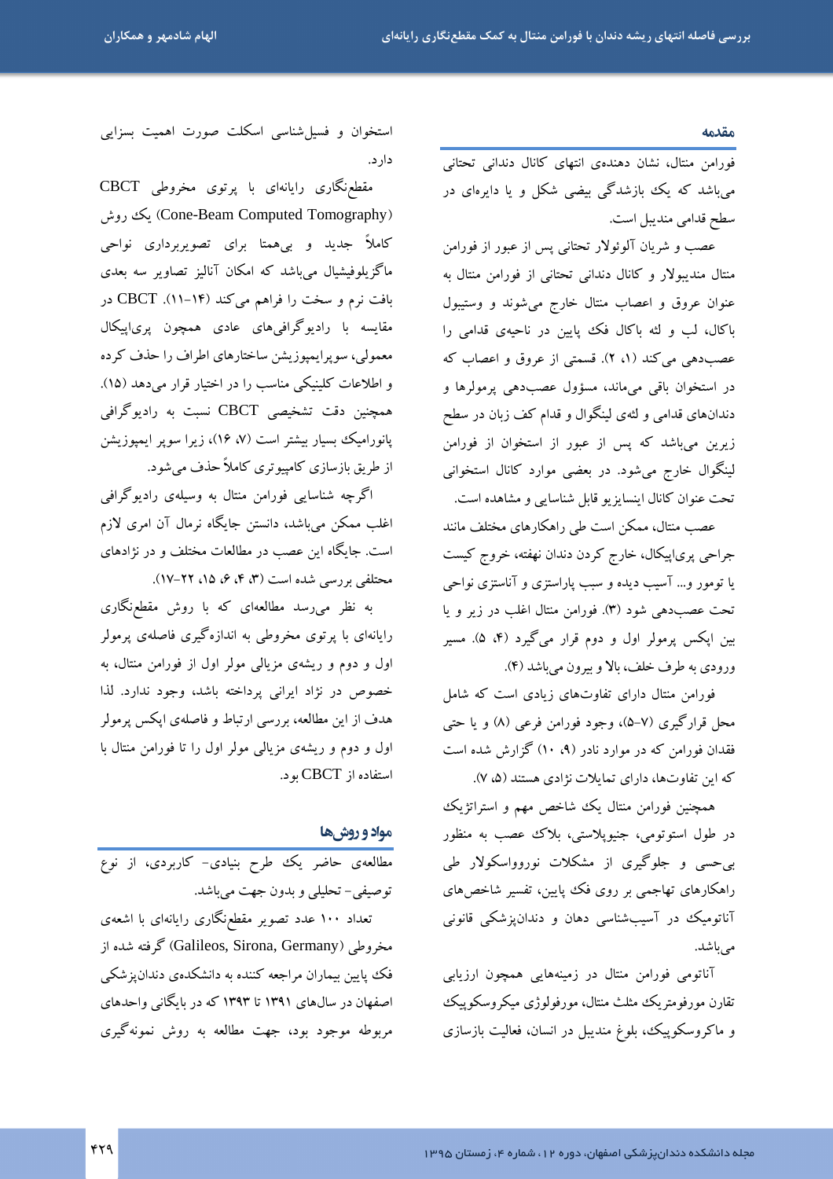## مقدمه

فورامن منتال، نشان دهنده‌ی انتهای کانال دندانی تحتانی می‌باشد که یک بازشدگی بیضی شکل و یا دایره‌ای در سطح قدامی مندیبل است.

عصب و شریان آلوئولار تحتانی پس از عبور از فورامن منتال مندیبولار و کانال دندانی تحتانی از فورامن منتال به عنوان عروق و اعصاب منتال خارج می‌شوند و وستیبول باکال، لب و لثه باکال فک پایین در ناحیه‌ی قدامی را عصب‌دهی می‌کند (۱، ۲). قسمتی از عروق و اعصاب که در استخوان باقی می‌ماند، مسؤول عصب‌دهی پرمولرها و دندان‌های قدامی و لثه‌ی لینگوال و قدام کف زبان در سطح زیرین می‌باشد که پس از عبور از استخوان از فورامن لینگوال خارج می‌شود. در بعضی موارد کانال استخوانی تحت عنوان کانال اینسایزیو قابل شناسایی و مشاهده است.

عصب منتال، ممکن است طی راهکارهای مختلف مانند جراحی پری‌اپیکال، خارج کردن دندان نهفته، خروج کیست یا تومور و... آسیب دیده و سبب پاراستزی و آناستزی نواحی تحت عصب‌دهی شود (۳). فورامن منتال اغلب در زیر و یا بین اپکس پرمولر اول و دوم قرار می‌گیرد (۴، ۵). مسیر ورودی به طرف خلف، بالا و بیرون می‌باشد (۴).

فورامن منتال دارای تفاوت‌های زیادی است که شامل محل قرارگیری (۷-۵)، وجود فورامن فرعی (۸) و یا حتی فقدان فورامن که در موارد نادر (۹، ۱۰) گزارش شده است که این تفاوت‌ها، دارای تمایلات نژادی هستند (۵، ۷).

همچنین فورامن منتال یک شاخص مهم و استراتژیک در طول استوتومی، جنیوپلاستی، بلاک عصب به منظور بی‌حسی و جلوگیری از مشکلات نوروواسکولار طی راهکارهای تهاجمی بر روی فک پایین، تفسیر شاخص‌های آناتومیک در آسیب‌شناسی دهان و دندان‌پزشکی قانونی می‌باشد.

آناتومی فورامن منتال در زمینه‌هایی همچون ارزیابی تقارن مورفومتریک مثلث منتال، مورفولوژی میکروسکوپیک و ماکروسکوپیک، بلوغ مندیبل در انسان، فعالیت بازسازی استخوان و فسیل‌شناسی اسکلت صورت اهمیت بسزایی دارد.

مقطع‌نگاری رایانه‌ای با پرتوی مخروطی CBCT (Cone-Beam Computed Tomography) یک روش کاملاً جدید و بی‌همتا برای تصویربرداری نواحی ماگزیلوفیشیال می‌باشد که امکان آنالیز تصاویر سه بعدی بافت نرم و سخت را فراهم می‌کند (۱۴-۱۱). CBCT در مقایسه با رادیوگرافی‌های عادی همچون پری‌اپیکال معمولی، سوپرایمپوزیشن ساختارهای اطراف را حذف کرده و اطلاعات کلینیکی مناسب را در اختیار قرار می‌دهد (۱۵). همچنین دقت تشخیصی CBCT نسبت به رادیوگرافی پانورامیک بسیار بیشتر است (۷، ۱۶)، زیرا سوپر ایمپوزیشن از طریق بازسازی کامپیوتری کاملاً حذف می‌شود.

اگرچه شناسایی فورامن منتال به وسیله‌ی رادیوگرافی اغلب ممکن می‌باشد، دانستن جایگاه نرمال آن امری لازم است. جایگاه این عصب در مطالعات مختلف و در نژادهای مختلفی بررسی شده است (۳، ۴، ۶، ۱۵، ۲۲-۱۷).

به نظر می‌رسد مطالعه‌ای که با روش مقطع‌نگاری رایانه‌ای با پرتوی مخروطی به اندازه‌گیری فاصله‌ی پرمولر اول و دوم و ریشه‌ی مزیالی مولر اول از فورامن منتال، به خصوص در نژاد ایرانی پرداخته باشد، وجود ندارد. لذا هدف از این مطالعه، بررسی ارتباط و فاصله‌ی اپکس پرمولر اول و دوم و ریشه‌ی مزیالی مولر اول را تا فورامن منتال با استفاده از CBCT بود.

## مواد و روش‌ها

مطالعه‌ی حاضر یک طرح بنیادی- کاربردی، از نوع توصیفی- تحلیلی و بدون جهت می‌باشد.

تعداد ۱۰۰ عدد تصویر مقطع‌نگاری رایانه‌ای با اشعه‌ی مخروطی (Galileos, Sirona, Germany) گرفته شده از فک پایین بیماران مراجعه کننده به دانشکده‌ی دندان‌پزشکی اصفهان در سال‌های ۱۳۹۱ تا ۱۳۹۳ که در بایگانی واحدهای مربوطه موجود بود، جهت مطالعه به روش نمونه‌گیری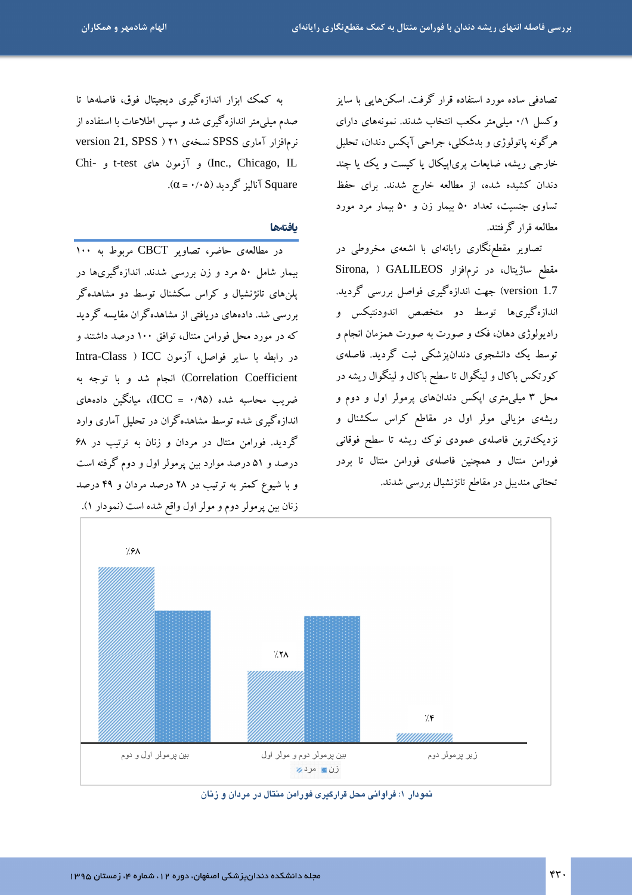تصادفی ساده مورد استفاده قرار گرفت. اسکن‌هایی با سایز وکسل ۰/۱ میلی‌متر مکعب انتخاب شدند. نمونه‌های دارای هرگونه پاتولوژی و بدشکلی، جراحی آپکس دندان، تحلیل خارجی ریشه، ضایعات پری‌اپیکال یا کیست و یک یا چند دندان کشیده شده، از مطالعه خارج شدند. برای حفظ تساوی جنسیت، تعداد ۵۰ بیمار زن و ۵۰ بیمار مرد مورد مطالعه قرار گرفتند.

تصاویر مقطع‌نگاری رایانه‌ای با اشعه‌ی مخروطی در مقطع ساژیتال، در نرم‌افزار GALILEOS (Sirona, version 1.7) جهت اندازه‌گیری فواصل بررسی گردید. اندازه‌گیری‌ها توسط دو متخصص اندودنتیکس و رادیولوژی دهان، فک و صورت به صورت همزمان انجام و توسط یک دانشجوی دندان‌پزشکی ثبت گردید. فاصله‌ی کورتکس باکال و لینگوال تا سطح باکال و لینگوال ریشه در محل ۳ میلی‌متری اپکس دندان‌های پرمولر اول و دوم و ریشه‌ی مزیالی مولر اول در مقاطع کراس سکشنال و نزدیک‌ترین فاصله‌ی عمودی نوک ریشه تا سطح فوقانی فورامن منتال و همچنین فاصله‌ی فورامن منتال تا بردر تحتانی مندیبل در مقاطع تانژنشیال بررسی شدند.

به کمک ابزار اندازه‌گیری دیجیتال فوق، فاصله‌ها تا صدم میلی‌متر اندازه‌گیری شد و سپس اطلاعات با استفاده از نرم‌افزار آماری SPSS نسخه‌ی ۲۱ (version 21, SPSS Inc., Chicago, IL) و آزمون‌های t-test و Chi-Square آنالیز گردید ($\alpha = 0/05$).

## یافته‌ها

در مطالعه‌ی حاضر، تصاویر CBCT مربوط به ۱۰۰ بیمار شامل ۵۰ مرد و زن بررسی شدند. اندازه‌گیری‌ها در پلن‌های تانژنشیال و کراس سکشنال توسط دو مشاهده‌گر بررسی شد. داده‌های دریافتی از مشاهده‌گران مقایسه گردید که در مورد محل فورامن منتال، توافق ۱۰۰ درصد داشتند و در رابطه با سایر فواصل، آزمون ICC (Intra-Class Correlation Coefficient) انجام شد و با توجه به ضریب محاسبه شده (ICC = ۰/۹۵)، میانگین داده‌های اندازه‌گیری شده توسط مشاهده‌گران در تحلیل آماری وارد گردید. فورامن منتال در مردان و زنان به ترتیب در ۶۸ درصد و ۵۱ درصد موارد بین پرمولر اول و دوم گرفته است و با شیوع کمتر به ترتیب در ۲۸ درصد مردان و ۴۹ درصد زنان بین پرمولر دوم و مولر اول واقع شده است (نمودار ۱).

| | بین پرمولر اول و دوم | بین پرمولر دوم و مولر اول | زیر پرمولر دوم |
|---|---|---|---|
| مرد | ٪۶۸ | ٪۲۸ | ٪۴ |
| زن | | | |

نمودار ۱: فراوانی محل قرارگیری فورامن منتال در مردان و زنان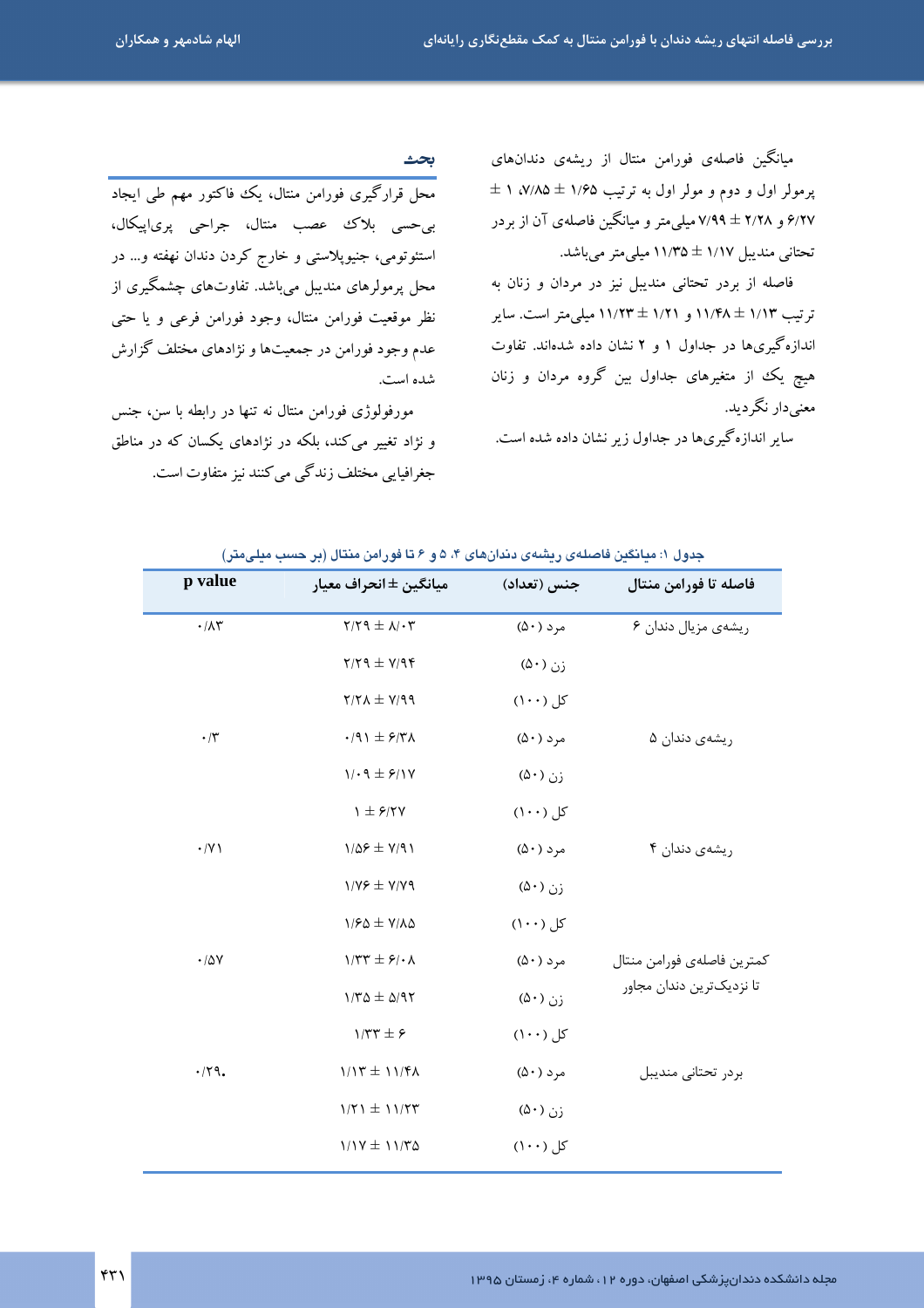میانگین فاصله‌ی فورامن منتال از ریشه‌ی دندان‌های پرمولر اول و دوم و مولر اول به ترتیب ۱/۶۵ ± ۷/۸۵، ۱ ± ۶/۲۷ و ۲/۲۸ ± ۷/۹۹ میلی‌متر و میانگین فاصله‌ی آن از بردر تحتانی مندیبل ۱/۱۷ ± ۱۱/۳۵ میلی‌متر می‌باشد.

فاصله از بردر تحتانی مندیبل نیز در مردان و زنان به ترتیب ۱/۱۳ ± ۱۱/۴۸ و ۱/۲۱ ± ۱۱/۲۳ میلی‌متر است. سایر اندازه‌گیری‌ها در جداول ۱ و ۲ نشان داده شده‌اند. تفاوت هیچ یک از متغیرهای جداول بین گروه مردان و زنان معنی‌دار نگردید.

سایر اندازه‌گیری‌ها در جداول زیر نشان داده شده است.

## بحث

محل قرارگیری فورامن منتال، یک فاکتور مهم طی ایجاد بی‌حسی بلاک عصب منتال، جراحی پری‌اپیکال، استئوتومی، جنیوپلاستی و خارج کردن دندان نهفته و... در محل پرمولرهای مندیبل می‌باشد. تفاوت‌های چشمگیری از نظر موقعیت فورامن منتال، وجود فورامن فرعی و یا حتی عدم وجود فورامن در جمعیت‌ها و نژادهای مختلف گزارش شده است.

مورفولوژی فورامن منتال نه تنها در رابطه با سن، جنس و نژاد تغییر می‌کند، بلکه در نژادهای یکسان که در مناطق جغرافیایی مختلف زندگی می‌کنند نیز متفاوت است.

جدول ۱: میانگین فاصله‌ی ریشه‌ی دندان‌های ۴، ۵ و ۶ تا فورامن منتال (بر حسب میلی‌متر)

| فاصله تا فورامن منتال | جنس (تعداد) | میانگین ± انحراف معیار | p value |
|---|---|---|---|
| ریشه‌ی مزیال دندان ۶ | مرد (۵۰) | ۲/۲۹ ± ۸/۰۳ | ۰/۸۳ |
| | زن (۵۰) | ۲/۲۹ ± ۷/۹۴ | |
| | کل (۱۰۰) | ۲/۲۸ ± ۷/۹۹ | |
| ریشه‌ی دندان ۵ | مرد (۵۰) | ۰/۹۱ ± ۶/۳۸ | ۰/۳ |
| | زن (۵۰) | ۱/۰۹ ± ۶/۱۷ | |
| | کل (۱۰۰) | ۱ ± ۶/۲۷ | |
| ریشه‌ی دندان ۴ | مرد (۵۰) | ۱/۵۶ ± ۷/۹۱ | ۰/۷۱ |
| | زن (۵۰) | ۱/۷۶ ± ۷/۷۹ | |
| | کل (۱۰۰) | ۱/۶۵ ± ۷/۸۵ | |
| کمترین فاصله‌ی فورامن منتال تا نزدیک‌ترین دندان مجاور | مرد (۵۰) | ۱/۳۳ ± ۶/۰۸ | ۰/۵۷ |
| | زن (۵۰) | ۱/۳۵ ± ۵/۹۲ | |
| | کل (۱۰۰) | ۱/۳۳ ± ۶ | |
| بردر تحتانی مندیبل | مرد (۵۰) | ۱/۱۳ ± ۱۱/۴۸ | ۰/۲۹۰ |
| | زن (۵۰) | ۱/۲۱ ± ۱۱/۲۳ | |
| | کل (۱۰۰) | ۱/۱۷ ± ۱۱/۳۵ | |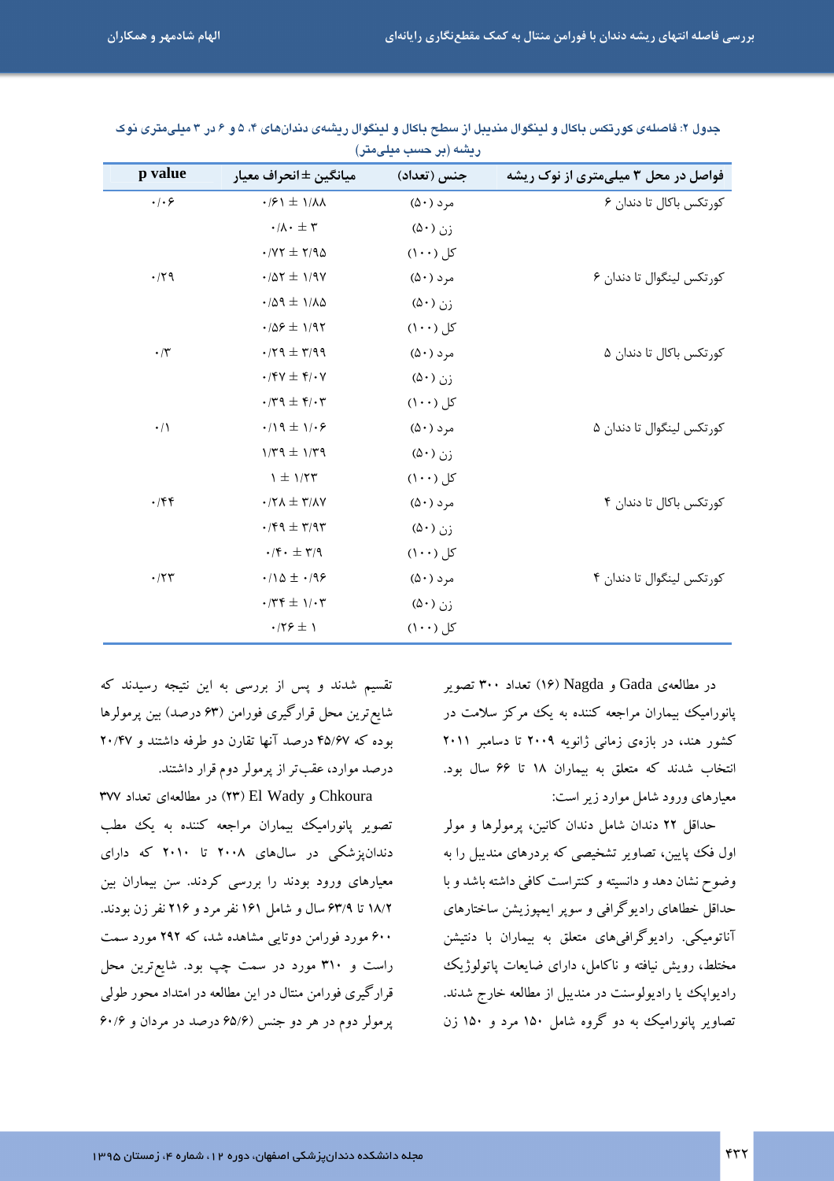جدول ۲: فاصله‌ی کورتکس باکال و لینگوال مندیبل از سطح باکال و لینگوال ریشه‌ی دندان‌های ۴، ۵ و ۶ در ۳ میلی‌متری نوک ریشه (بر حسب میلی‌متر)

| فواصل در محل ۳ میلی‌متری از نوک ریشه | جنس (تعداد) | میانگین ± انحراف معیار | p value |
|---|---|---|---|
| کورتکس باکال تا دندان ۶ | مرد (۵۰) | ۱/۸۸ ± ۰/۶۱ | ۰/۰۶ |
| | زن (۵۰) | ۳ ± ۰/۸۰ | |
| | کل (۱۰۰) | ۲/۹۵ ± ۰/۷۲ | |
| کورتکس لینگوال تا دندان ۶ | مرد (۵۰) | ۱/۹۷ ± ۰/۵۲ | ۰/۲۹ |
| | زن (۵۰) | ۱/۸۵ ± ۰/۵۹ | |
| | کل (۱۰۰) | ۱/۹۲ ± ۰/۵۶ | |
| کورتکس باکال تا دندان ۵ | مرد (۵۰) | ۳/۹۹ ± ۰/۲۹ | ۰/۳ |
| | زن (۵۰) | ۴/۰۷ ± ۰/۴۷ | |
| | کل (۱۰۰) | ۴/۰۳ ± ۰/۳۹ | |
| کورتکس لینگوال تا دندان ۵ | مرد (۵۰) | ۱/۰۶ ± ۰/۱۹ | ۰/۱ |
| | زن (۵۰) | ۱/۳۹ ± ۱/۳۹ | |
| | کل (۱۰۰) | ۱/۲۳ ± ۱ | |
| کورتکس باکال تا دندان ۴ | مرد (۵۰) | ۳/۸۷ ± ۰/۲۸ | ۰/۴۴ |
| | زن (۵۰) | ۳/۹۳ ± ۰/۴۹ | |
| | کل (۱۰۰) | ۳/۹ ± ۰/۴۰ | |
| کورتکس لینگوال تا دندان ۴ | مرد (۵۰) | ۰/۹۶ ± ۰/۱۵ | ۰/۲۳ |
| | زن (۵۰) | ۱/۰۳ ± ۰/۳۴ | |
| | کل (۱۰۰) | ۱ ± ۰/۲۶ | |

در مطالعه‌ی Gada و Nagda (۱۶) تعداد ۳۰۰ تصویر پانورامیک بیماران مراجعه کننده به یک مرکز سلامت در کشور هند، در بازه‌ی زمانی ژانویه ۲۰۰۹ تا دسامبر ۲۰۱۱ انتخاب شدند که متعلق به بیماران ۱۸ تا ۶۶ سال بود. معیارهای ورود شامل موارد زیر است:

حداقل ۲۲ دندان شامل دندان کانین، پرمولرها و مولر اول فک پایین، تصاویر تشخیصی که بردرهای مندیبل را به وضوح نشان دهد و دانسیته و کنتراست کافی داشته باشد و با حداقل خطاهای رادیوگرافی و سوپر ایمپوزیشن ساختارهای آناتومیکی. رادیوگرافی‌های متعلق به بیماران با دنتیشن مختلط، رویش نیافته و ناکامل، دارای ضایعات پاتولوژیک رادیواپک یا رادیولوسنت در مندیبل از مطالعه خارج شدند. تصاویر پانورامیک به دو گروه شامل ۱۵۰ مرد و ۱۵۰ زن تقسیم شدند و پس از بررسی به این نتیجه رسیدند که شایع‌ترین محل قرارگیری فورامن (۶۳ درصد) بین پرمولرها بوده که ۴۵/۶۷ درصد آنها تقارن دو طرفه داشتند و ۲۰/۴۷ درصد موارد، عقب‌تر از پرمولر دوم قرار داشتند.

Chkoura و El Wady (۲۳) در مطالعه‌ای تعداد ۳۷۷ تصویر پانورامیک بیماران مراجعه کننده به یک مطب دندانپزشکی در سال‌های ۲۰۰۸ تا ۲۰۱۰ که دارای معیارهای ورود بودند را بررسی کردند. سن بیماران بین ۱۸/۲ تا ۶۳/۹ سال و شامل ۱۶۱ نفر مرد و ۲۱۶ نفر زن بودند. ۶۰۰ مورد فورامن دوتایی مشاهده شد، که ۲۹۲ مورد سمت راست و ۳۱۰ مورد در سمت چپ بود. شایع‌ترین محل قرارگیری فورامن منتال در این مطالعه در امتداد محور طولی پرمولر دوم در هر دو جنس (۶۵/۶ درصد در مردان و ۶۰/۶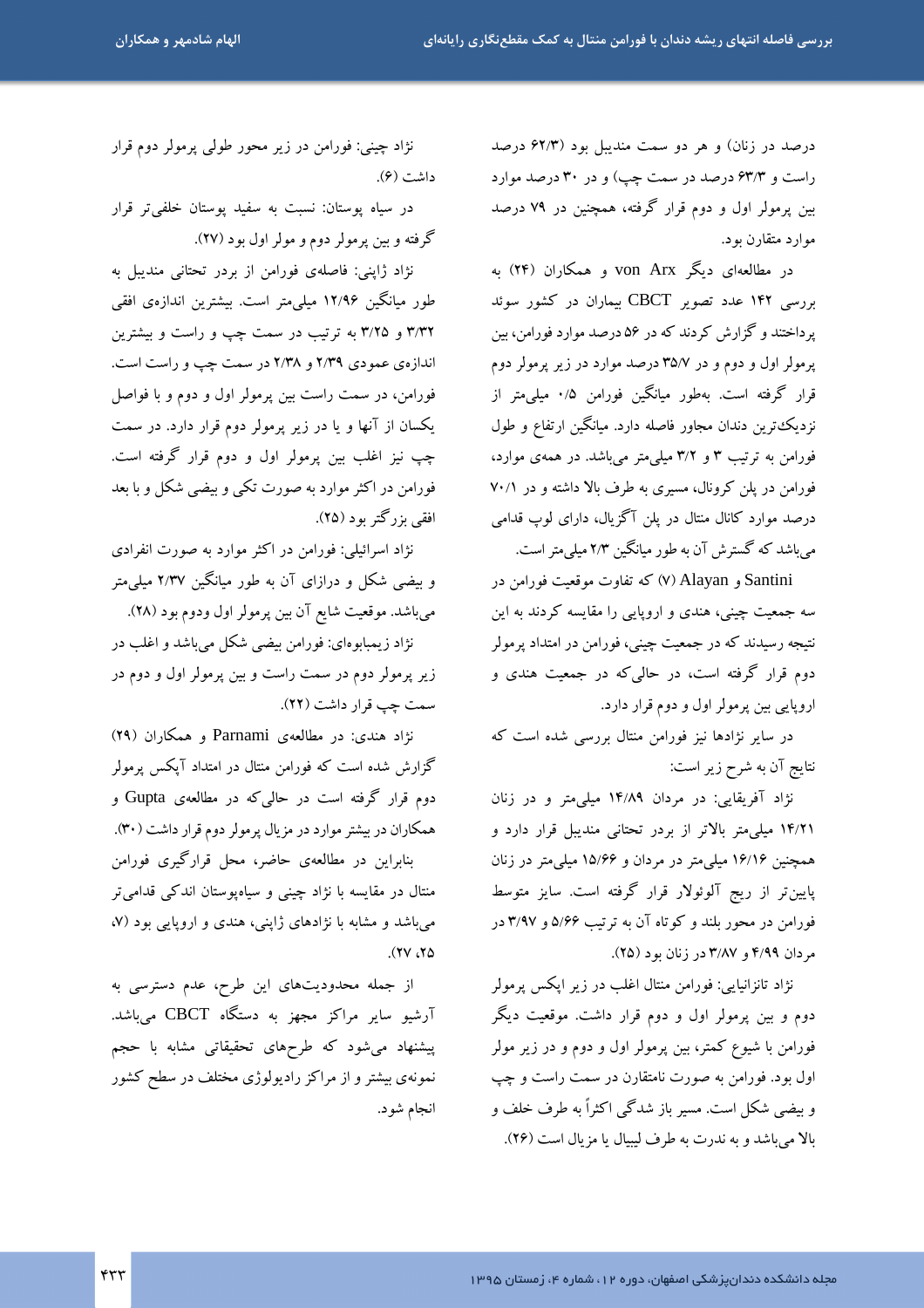درصد در زنان) و هر دو سمت مندیبل بود (۶۲/۳ درصد راست و ۶۳/۳ درصد در سمت چپ) و در ۳۰ درصد موارد بین پرمولر اول و دوم قرار گرفته، همچنین در ۷۹ درصد موارد متقارن بود.

در مطالعه‌ای دیگر von Arx و همکاران (۲۴) به بررسی ۱۴۲ عدد تصویر CBCT بیماران در کشور سوئد پرداختند و گزارش کردند که در ۵۶ درصد موارد فورامن، بین پرمولر اول و دوم و در ۳۵/۷ درصد موارد در زیر پرمولر دوم قرار گرفته است. به‌طور میانگین فورامن ۰/۵ میلی‌متر از نزدیک‌ترین دندان مجاور فاصله دارد. میانگین ارتفاع و طول فورامن به ترتیب ۳ و ۳/۲ میلی‌متر می‌باشد. در همه‌ی موارد، فورامن در پلن کرونال، مسیری به طرف بالا داشته و در ۷۰/۱ درصد موارد کانال منتال در پلن آگزیال، دارای لوپ قدامی می‌باشد که گسترش آن به طور میانگین ۲/۳ میلی‌متر است.

Santini و Alayan (۷) که تفاوت موقعیت فورامن در سه جمعیت چینی، هندی و اروپایی را مقایسه کردند به این نتیجه رسیدند که در جمعیت چینی، فورامن در امتداد پرمولر دوم قرار گرفته است، در حالی‌که در جمعیت هندی و اروپایی بین پرمولر اول و دوم قرار دارد.

در سایر نژادها نیز فورامن منتال بررسی شده است که نتایج آن به شرح زیر است:

نژاد آفریقایی: در مردان ۱۴/۸۹ میلی‌متر و در زنان ۱۴/۲۱ میلی‌متر بالاتر از بردر تحتانی مندیبل قرار دارد و همچنین ۱۶/۱۶ میلی‌متر در مردان و ۱۵/۶۶ میلی‌متر در زنان پایین‌تر از ریج آلوئولار قرار گرفته است. سایز متوسط فورامن در محور بلند و کوتاه آن به ترتیب ۵/۶۶ و ۳/۹۷ در مردان ۴/۹۹ و ۳/۸۷ در زنان بود (۲۵).

نژاد تانزانیایی: فورامن منتال اغلب در زیر اپکس پرمولر دوم و بین پرمولر اول و دوم قرار داشت. موقعیت دیگر فورامن با شیوع کمتر، بین پرمولر اول و دوم و در زیر مولر اول بود. فورامن به صورت نامتقارن در سمت راست و چپ و بیضی شکل است. مسیر باز شدگی اکثراً به طرف خلف و بالا می‌باشد و به ندرت به طرف لبیال یا مزیال است (۲۶).

نژاد چینی: فورامن در زیر محور طولی پرمولر دوم قرار داشت (۶).

در سیاه پوستان: نسبت به سفید پوستان خلفی‌تر قرار گرفته و بین پرمولر دوم و مولر اول بود (۲۷).

نژاد ژاپنی: فاصله‌ی فورامن از بردر تحتانی مندیبل به طور میانگین ۱۲/۹۶ میلی‌متر است. بیشترین اندازه‌ی افقی ۳/۳۲ و ۳/۲۵ به ترتیب در سمت چپ و راست و بیشترین اندازه‌ی عمودی ۲/۳۹ و ۲/۳۸ در سمت چپ و راست است. فورامن، در سمت راست بین پرمولر اول و دوم و با فواصل یکسان از آنها و یا در زیر پرمولر دوم قرار دارد. در سمت چپ نیز اغلب بین پرمولر اول و دوم قرار گرفته است. فورامن در اکثر موارد به صورت تکی و بیضی شکل و با بعد افقی بزرگ‌تر بود (۲۵).

نژاد اسرائیلی: فورامن در اکثر موارد به صورت انفرادی و بیضی شکل و درازای آن به طور میانگین ۲/۳۷ میلی‌متر می‌باشد. موقعیت شایع آن بین پرمولر اول ودوم بود (۲۸).

نژاد زیمبابوه‌ای: فورامن بیضی شکل می‌باشد و اغلب در زیر پرمولر دوم در سمت راست و بین پرمولر اول و دوم در سمت چپ قرار داشت (۲۲).

نژاد هندی: در مطالعه‌ی Parnami و همکاران (۲۹) گزارش شده است که فورامن منتال در امتداد آپکس پرمولر دوم قرار گرفته است در حالی‌که در مطالعه‌ی Gupta و همکاران در بیشتر موارد در مزیال پرمولر دوم قرار داشت (۳۰).

بنابراین در مطالعه‌ی حاضر، محل قرارگیری فورامن منتال در مقایسه با نژاد چینی و سیاه‌پوستان اندکی قدامی‌تر می‌باشد و مشابه با نژادهای ژاپنی، هندی و اروپایی بود (۷، ۲۵، ۲۷).

از جمله محدودیت‌های این طرح، عدم دسترسی به آرشیو سایر مراکز مجهز به دستگاه CBCT می‌باشد. پیشنهاد می‌شود که طرح‌های تحقیقاتی مشابه با حجم نمونه‌ی بیشتر و از مراکز رادیولوژی مختلف در سطح کشور انجام شود.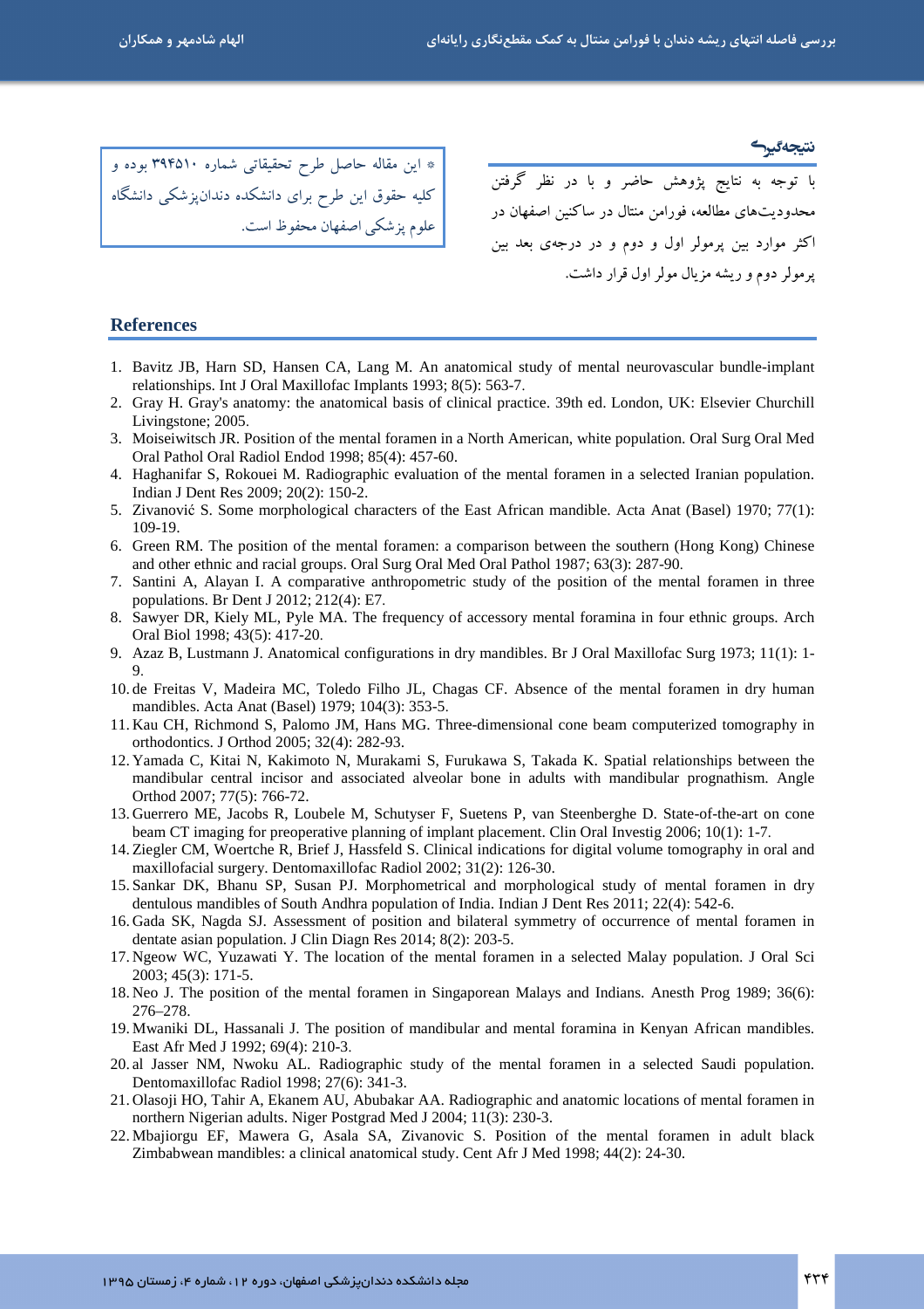## نتیجه‌گیری

با توجه به نتایج پژوهش حاضر و با در نظر گرفتن محدودیت‌های مطالعه، فورامن منتال در ساکنین اصفهان در اکثر موارد بین پرمولر اول و دوم و در درجه‌ی بعد بین پرمولر دوم و ریشه مزیال مولر اول قرار داشت.

* این مقاله حاصل طرح تحقیقاتی شماره ۳۹۴۵۱۰ بوده و کلیه حقوق این طرح برای دانشکده دندان‌پزشکی دانشگاه علوم پزشکی اصفهان محفوظ است.

## References

1. Bavitz JB, Harn SD, Hansen CA, Lang M. An anatomical study of mental neurovascular bundle-implant relationships. Int J Oral Maxillofac Implants 1993; 8(5): 563-7.
2. Gray H. Gray's anatomy: the anatomical basis of clinical practice. 39th ed. London, UK: Elsevier Churchill Livingstone; 2005.
3. Moiseiwitsch JR. Position of the mental foramen in a North American, white population. Oral Surg Oral Med Oral Pathol Oral Radiol Endod 1998; 85(4): 457-60.
4. Haghanifar S, Rokouei M. Radiographic evaluation of the mental foramen in a selected Iranian population. Indian J Dent Res 2009; 20(2): 150-2.
5. Zivanović S. Some morphological characters of the East African mandible. Acta Anat (Basel) 1970; 77(1): 109-19.
6. Green RM. The position of the mental foramen: a comparison between the southern (Hong Kong) Chinese and other ethnic and racial groups. Oral Surg Oral Med Oral Pathol 1987; 63(3): 287-90.
7. Santini A, Alayan I. A comparative anthropometric study of the position of the mental foramen in three populations. Br Dent J 2012; 212(4): E7.
8. Sawyer DR, Kiely ML, Pyle MA. The frequency of accessory mental foramina in four ethnic groups. Arch Oral Biol 1998; 43(5): 417-20.
9. Azaz B, Lustmann J. Anatomical configurations in dry mandibles. Br J Oral Maxillofac Surg 1973; 11(1): 1-9.
10. de Freitas V, Madeira MC, Toledo Filho JL, Chagas CF. Absence of the mental foramen in dry human mandibles. Acta Anat (Basel) 1979; 104(3): 353-5.
11. Kau CH, Richmond S, Palomo JM, Hans MG. Three-dimensional cone beam computerized tomography in orthodontics. J Orthod 2005; 32(4): 282-93.
12. Yamada C, Kitai N, Kakimoto N, Murakami S, Furukawa S, Takada K. Spatial relationships between the mandibular central incisor and associated alveolar bone in adults with mandibular prognathism. Angle Orthod 2007; 77(5): 766-72.
13. Guerrero ME, Jacobs R, Loubele M, Schutyser F, Suetens P, van Steenberghe D. State-of-the-art on cone beam CT imaging for preoperative planning of implant placement. Clin Oral Investig 2006; 10(1): 1-7.
14. Ziegler CM, Woertche R, Brief J, Hassfeld S. Clinical indications for digital volume tomography in oral and maxillofacial surgery. Dentomaxillofac Radiol 2002; 31(2): 126-30.
15. Sankar DK, Bhanu SP, Susan PJ. Morphometrical and morphological study of mental foramen in dry dentulous mandibles of South Andhra population of India. Indian J Dent Res 2011; 22(4): 542-6.
16. Gada SK, Nagda SJ. Assessment of position and bilateral symmetry of occurrence of mental foramen in dentate asian population. J Clin Diagn Res 2014; 8(2): 203-5.
17. Ngeow WC, Yuzawati Y. The location of the mental foramen in a selected Malay population. J Oral Sci 2003; 45(3): 171-5.
18. Neo J. The position of the mental foramen in Singaporean Malays and Indians. Anesth Prog 1989; 36(6): 276–278.
19. Mwaniki DL, Hassanali J. The position of mandibular and mental foramina in Kenyan African mandibles. East Afr Med J 1992; 69(4): 210-3.
20. al Jasser NM, Nwoku AL. Radiographic study of the mental foramen in a selected Saudi population. Dentomaxillofac Radiol 1998; 27(6): 341-3.
21. Olasoji HO, Tahir A, Ekanem AU, Abubakar AA. Radiographic and anatomic locations of mental foramen in northern Nigerian adults. Niger Postgrad Med J 2004; 11(3): 230-3.
22. Mbajiorgu EF, Mawera G, Asala SA, Zivanovic S. Position of the mental foramen in adult black Zimbabwean mandibles: a clinical anatomical study. Cent Afr J Med 1998; 44(2): 24-30.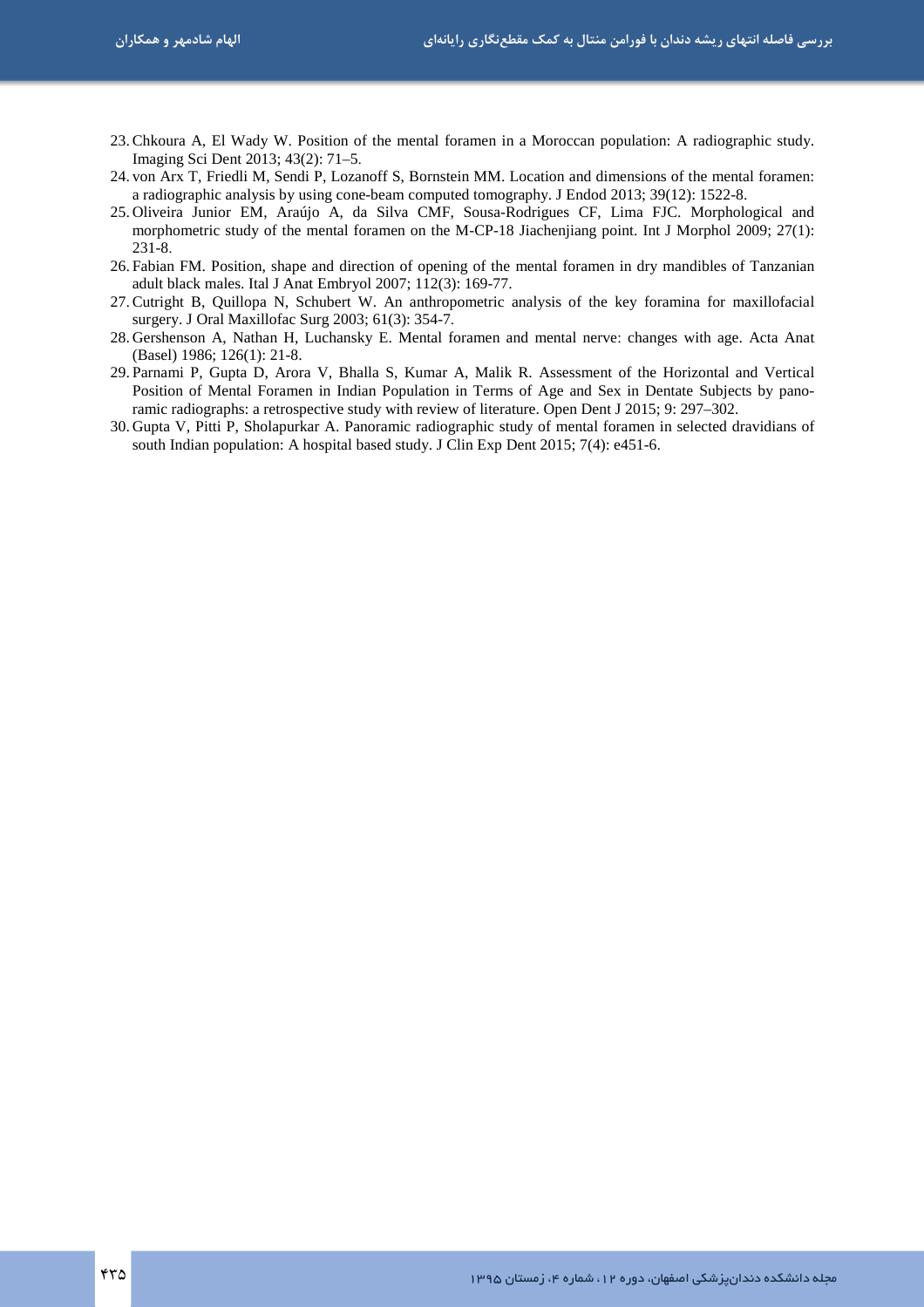23. Chkoura A, El Wady W. Position of the mental foramen in a Moroccan population: A radiographic study. Imaging Sci Dent 2013; 43(2): 71–5.
24. von Arx T, Friedli M, Sendi P, Lozanoff S, Bornstein MM. Location and dimensions of the mental foramen: a radiographic analysis by using cone-beam computed tomography. J Endod 2013; 39(12): 1522-8.
25. Oliveira Junior EM, Araújo A, da Silva CMF, Sousa-Rodrigues CF, Lima FJC. Morphological and morphometric study of the mental foramen on the M-CP-18 Jiachenjiang point. Int J Morphol 2009; 27(1): 231-8.
26. Fabian FM. Position, shape and direction of opening of the mental foramen in dry mandibles of Tanzanian adult black males. Ital J Anat Embryol 2007; 112(3): 169-77.
27. Cutright B, Quillopa N, Schubert W. An anthropometric analysis of the key foramina for maxillofacial surgery. J Oral Maxillofac Surg 2003; 61(3): 354-7.
28. Gershenson A, Nathan H, Luchansky E. Mental foramen and mental nerve: changes with age. Acta Anat (Basel) 1986; 126(1): 21-8.
29. Parnami P, Gupta D, Arora V, Bhalla S, Kumar A, Malik R. Assessment of the Horizontal and Vertical Position of Mental Foramen in Indian Population in Terms of Age and Sex in Dentate Subjects by panoramic radiographs: a retrospective study with review of literature. Open Dent J 2015; 9: 297–302.
30. Gupta V, Pitti P, Sholapurkar A. Panoramic radiographic study of mental foramen in selected dravidians of south Indian population: A hospital based study. J Clin Exp Dent 2015; 7(4): e451-6.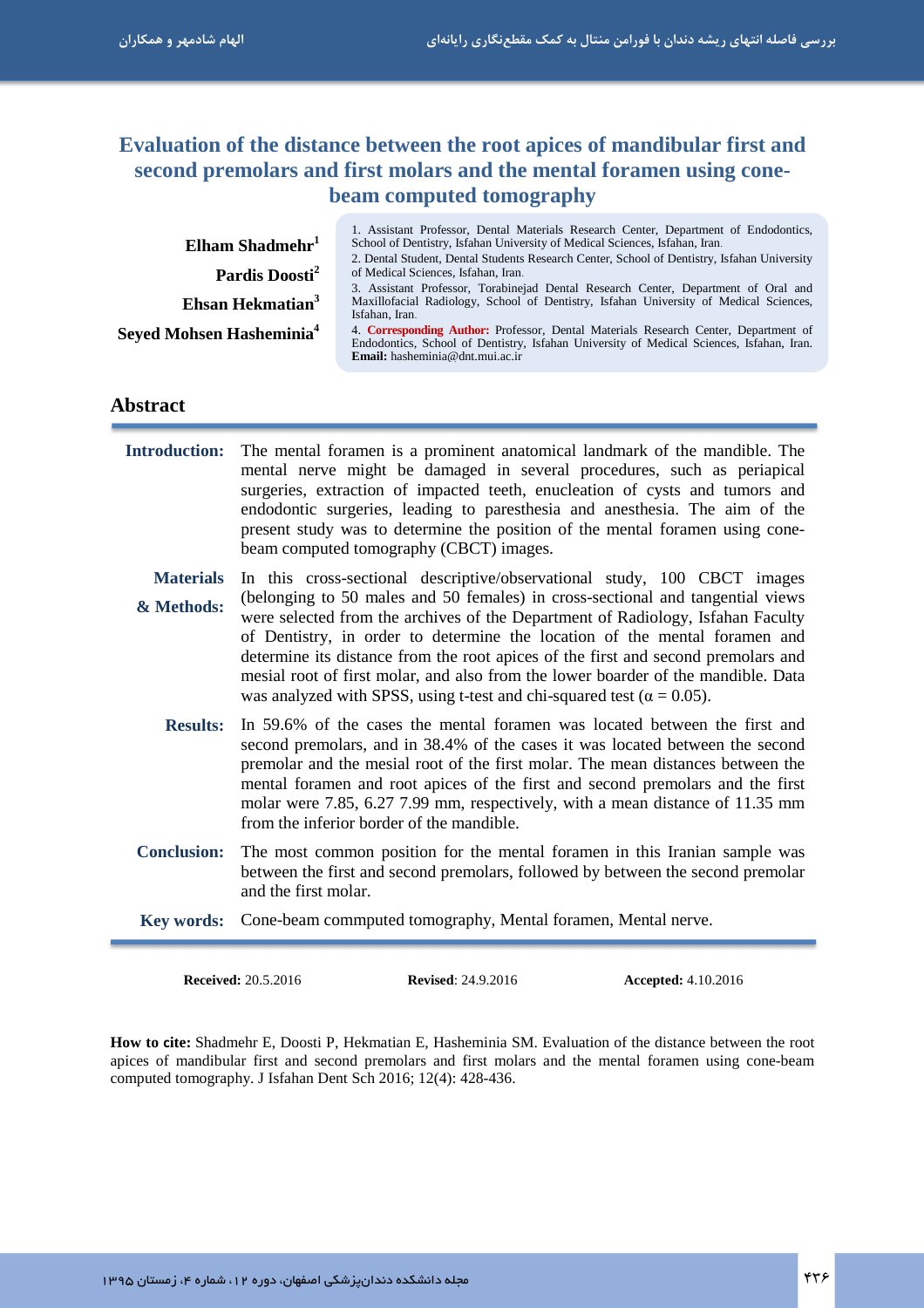# Evaluation of the distance between the root apices of mandibular first and second premolars and first molars and the mental foramen using cone-beam computed tomography

**Elham Shadmehr**[1]

**Pardis Doosti**[2]

**Ehsan Hekmatian**[3]

**Seyed Mohsen Hasheminia**[4]

1. Assistant Professor, Dental Materials Research Center, Department of Endodontics, School of Dentistry, Isfahan University of Medical Sciences, Isfahan, Iran.
2. Dental Student, Dental Students Research Center, School of Dentistry, Isfahan University of Medical Sciences, Isfahan, Iran.
3. Assistant Professor, Torabinejad Dental Research Center, Department of Oral and Maxillofacial Radiology, School of Dentistry, Isfahan University of Medical Sciences, Isfahan, Iran.
4. **Corresponding Author:** Professor, Dental Materials Research Center, Department of Endodontics, School of Dentistry, Isfahan University of Medical Sciences, Isfahan, Iran. **Email:** hasheminia@dnt.mui.ac.ir

## Abstract

**Introduction:** The mental foramen is a prominent anatomical landmark of the mandible. The mental nerve might be damaged in several procedures, such as periapical surgeries, extraction of impacted teeth, enucleation of cysts and tumors and endodontic surgeries, leading to paresthesia and anesthesia. The aim of the present study was to determine the position of the mental foramen using cone-beam computed tomography (CBCT) images.

**Materials & Methods:** In this cross-sectional descriptive/observational study, 100 CBCT images (belonging to 50 males and 50 females) in cross-sectional and tangential views were selected from the archives of the Department of Radiology, Isfahan Faculty of Dentistry, in order to determine the location of the mental foramen and determine its distance from the root apices of the first and second premolars and mesial root of first molar, and also from the lower boarder of the mandible. Data was analyzed with SPSS, using t-test and chi-squared test ($\alpha = 0.05$).

**Results:** In 59.6% of the cases the mental foramen was located between the first and second premolars, and in 38.4% of the cases it was located between the second premolar and the mesial root of the first molar. The mean distances between the mental foramen and root apices of the first and second premolars and the first molar were 7.85, 6.27 7.99 mm, respectively, with a mean distance of 11.35 mm from the inferior border of the mandible.

**Conclusion:** The most common position for the mental foramen in this Iranian sample was between the first and second premolars, followed by between the second premolar and the first molar.

**Key words:** Cone-beam commputed tomography, Mental foramen, Mental nerve.

**Received:** 20.5.2016 **Revised**: 24.9.2016 **Accepted:** 4.10.2016

**How to cite:** Shadmehr E, Doosti P, Hekmatian E, Hasheminia SM. Evaluation of the distance between the root apices of mandibular first and second premolars and first molars and the mental foramen using cone-beam computed tomography. J Isfahan Dent Sch 2016; 12(4): 428-436.